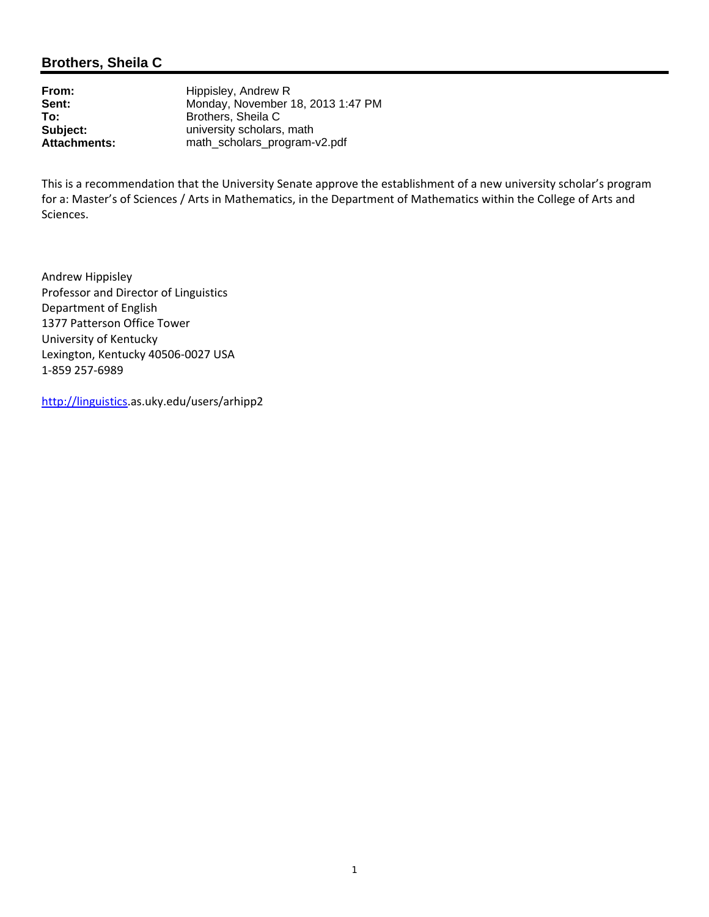## Brothers, Sheila C

**From:** Hippisley, Andrew R
**Sent:** Monday, November 18, 2013 1:47 PM
**To:** Brothers, Sheila C
**Subject:** university scholars, math
**Attachments:** math_scholars_program-v2.pdf

This is a recommendation that the University Senate approve the establishment of a new university scholar's program for a: Master's of Sciences / Arts in Mathematics, in the Department of Mathematics within the College of Arts and Sciences.

Andrew Hippisley
Professor and Director of Linguistics
Department of English
1377 Patterson Office Tower
University of Kentucky
Lexington, Kentucky 40506-0027 USA
1-859 257-6989

[http://linguistics](http://linguistics).as.uky.edu/users/arhipp2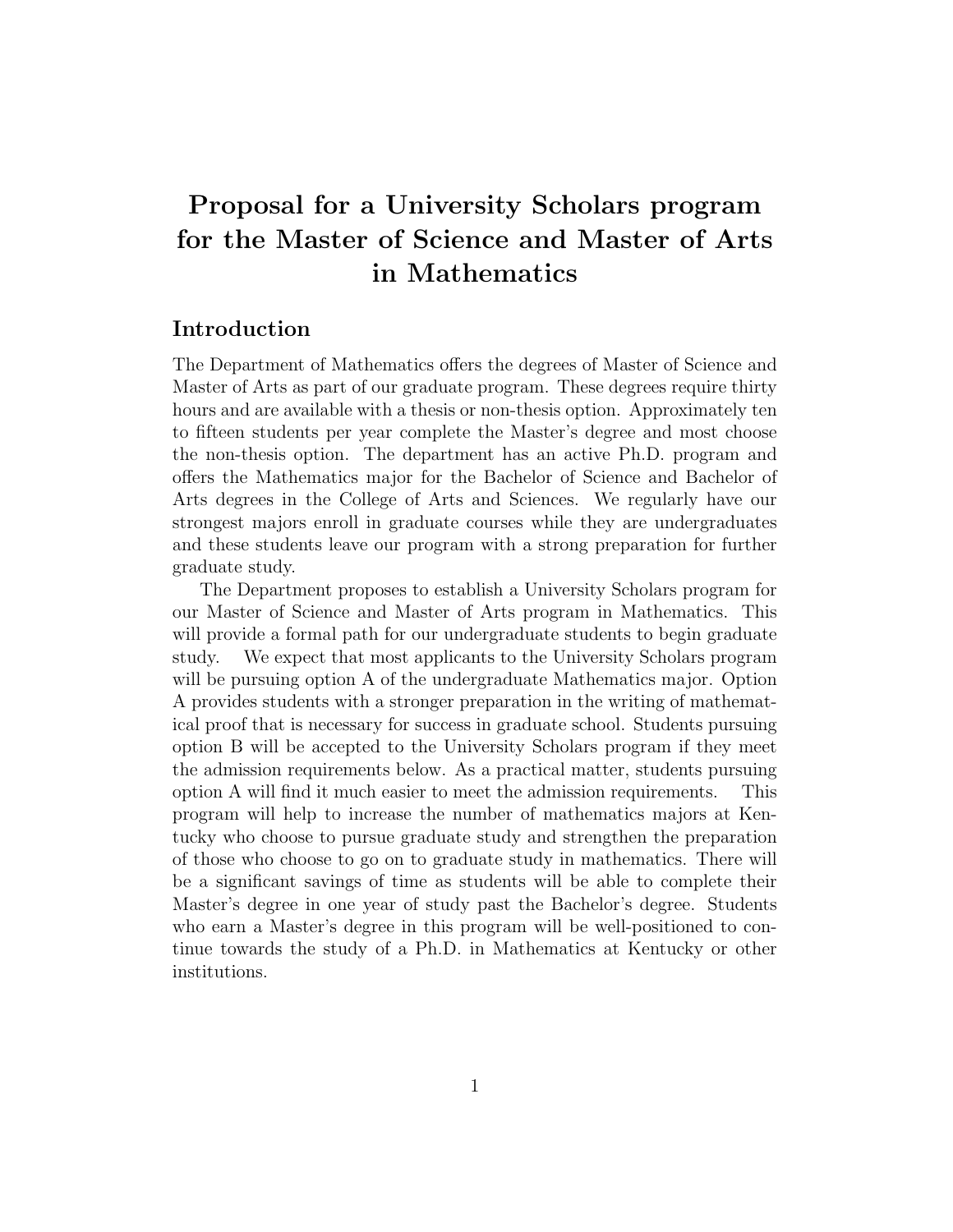# Proposal for a University Scholars program for the Master of Science and Master of Arts in Mathematics

## Introduction

The Department of Mathematics offers the degrees of Master of Science and Master of Arts as part of our graduate program. These degrees require thirty hours and are available with a thesis or non-thesis option. Approximately ten to fifteen students per year complete the Master's degree and most choose the non-thesis option. The department has an active Ph.D. program and offers the Mathematics major for the Bachelor of Science and Bachelor of Arts degrees in the College of Arts and Sciences. We regularly have our strongest majors enroll in graduate courses while they are undergraduates and these students leave our program with a strong preparation for further graduate study.

The Department proposes to establish a University Scholars program for our Master of Science and Master of Arts program in Mathematics. This will provide a formal path for our undergraduate students to begin graduate study. We expect that most applicants to the University Scholars program will be pursuing option A of the undergraduate Mathematics major. Option A provides students with a stronger preparation in the writing of mathematical proof that is necessary for success in graduate school. Students pursuing option B will be accepted to the University Scholars program if they meet the admission requirements below. As a practical matter, students pursuing option A will find it much easier to meet the admission requirements. This program will help to increase the number of mathematics majors at Kentucky who choose to pursue graduate study and strengthen the preparation of those who choose to go on to graduate study in mathematics. There will be a significant savings of time as students will be able to complete their Master's degree in one year of study past the Bachelor's degree. Students who earn a Master's degree in this program will be well-positioned to continue towards the study of a Ph.D. in Mathematics at Kentucky or other institutions.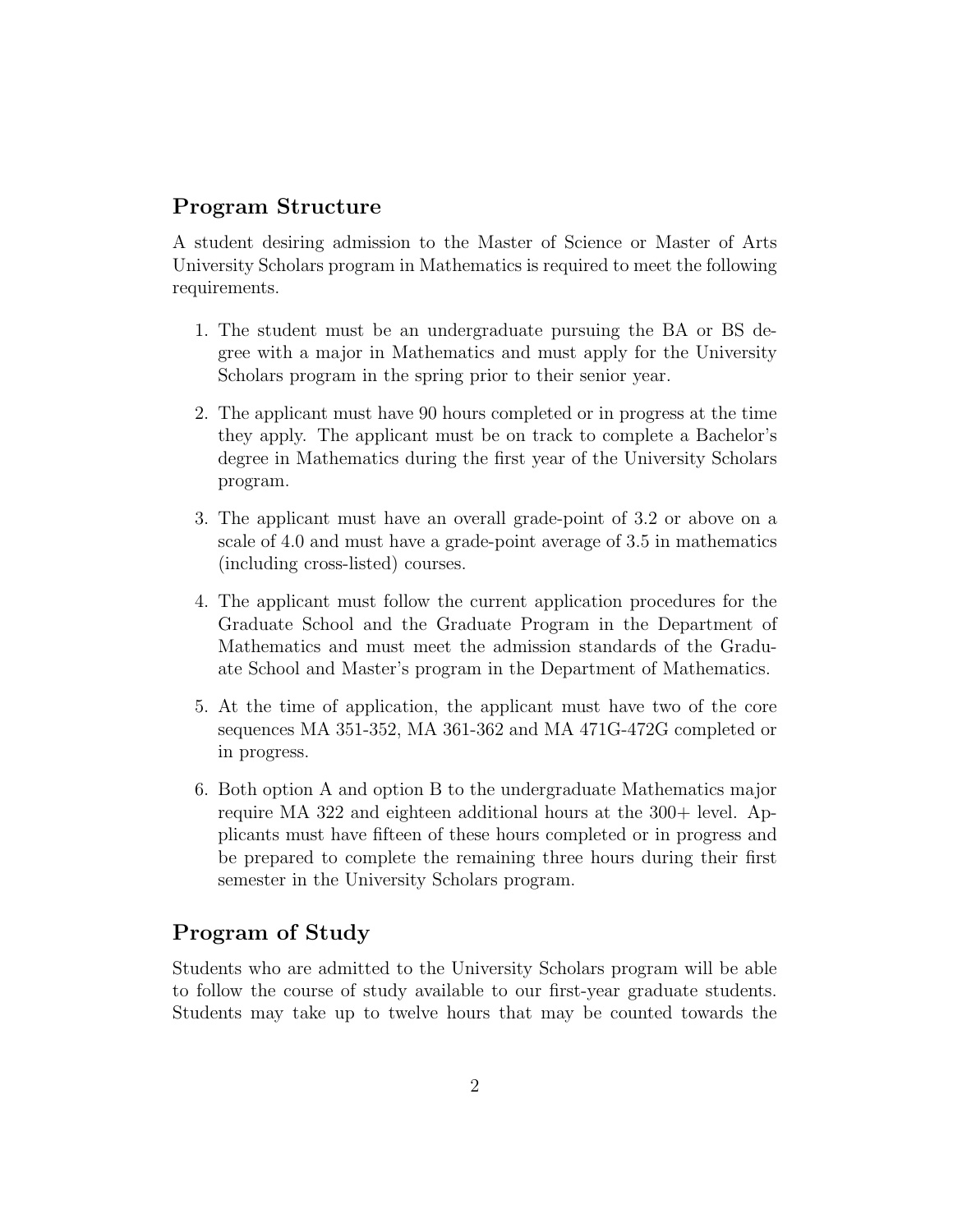## Program Structure

A student desiring admission to the Master of Science or Master of Arts University Scholars program in Mathematics is required to meet the following requirements.

1. The student must be an undergraduate pursuing the BA or BS degree with a major in Mathematics and must apply for the University Scholars program in the spring prior to their senior year.

2. The applicant must have 90 hours completed or in progress at the time they apply. The applicant must be on track to complete a Bachelor's degree in Mathematics during the first year of the University Scholars program.

3. The applicant must have an overall grade-point of 3.2 or above on a scale of 4.0 and must have a grade-point average of 3.5 in mathematics (including cross-listed) courses.

4. The applicant must follow the current application procedures for the Graduate School and the Graduate Program in the Department of Mathematics and must meet the admission standards of the Graduate School and Master's program in the Department of Mathematics.

5. At the time of application, the applicant must have two of the core sequences MA 351-352, MA 361-362 and MA 471G-472G completed or in progress.

6. Both option A and option B to the undergraduate Mathematics major require MA 322 and eighteen additional hours at the 300+ level. Applicants must have fifteen of these hours completed or in progress and be prepared to complete the remaining three hours during their first semester in the University Scholars program.

## Program of Study

Students who are admitted to the University Scholars program will be able to follow the course of study available to our first-year graduate students. Students may take up to twelve hours that may be counted towards the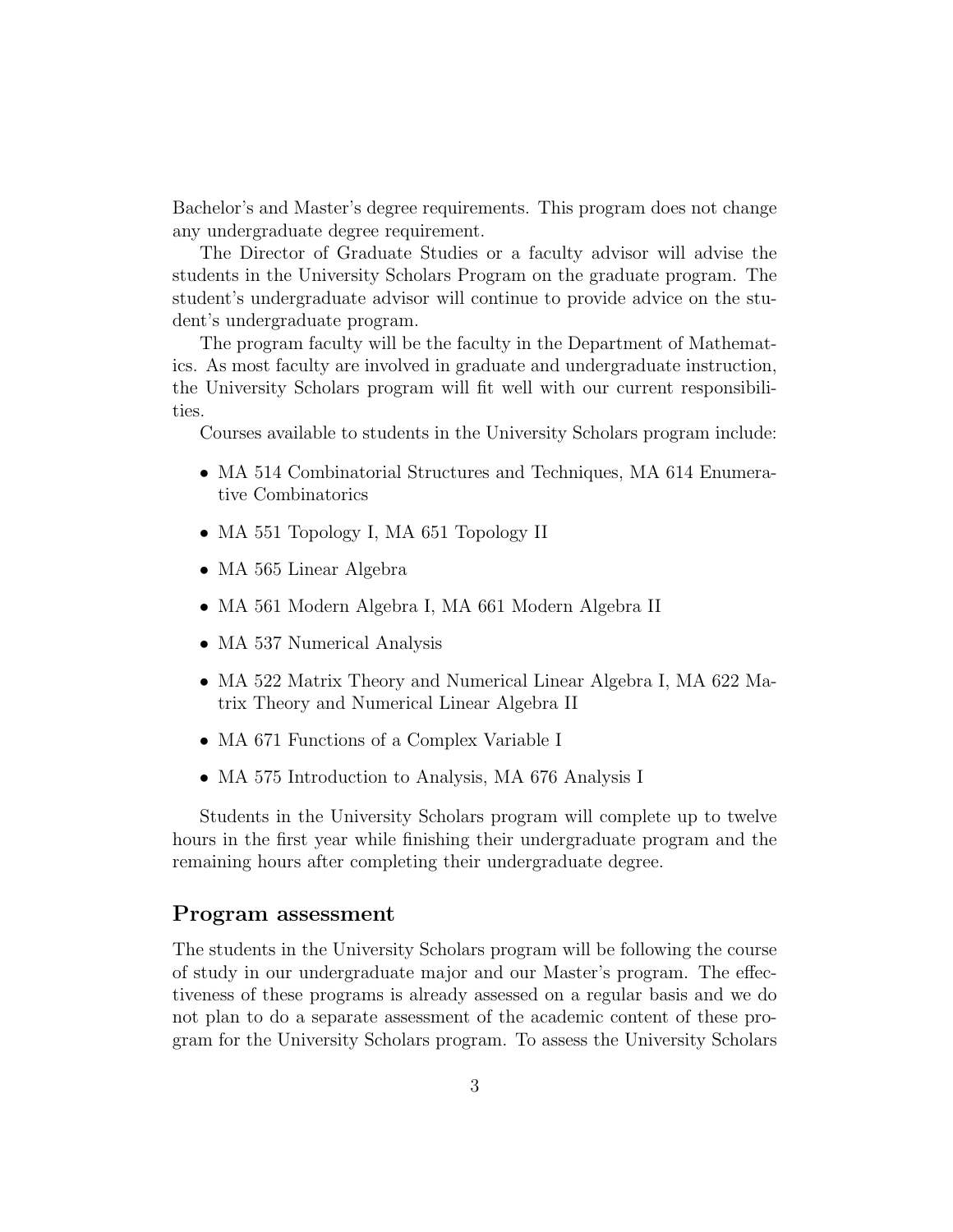Bachelor's and Master's degree requirements. This program does not change any undergraduate degree requirement.

The Director of Graduate Studies or a faculty advisor will advise the students in the University Scholars Program on the graduate program. The student's undergraduate advisor will continue to provide advice on the student's undergraduate program.

The program faculty will be the faculty in the Department of Mathematics. As most faculty are involved in graduate and undergraduate instruction, the University Scholars program will fit well with our current responsibilities.

Courses available to students in the University Scholars program include:

- MA 514 Combinatorial Structures and Techniques, MA 614 Enumerative Combinatorics
- MA 551 Topology I, MA 651 Topology II
- MA 565 Linear Algebra
- MA 561 Modern Algebra I, MA 661 Modern Algebra II
- MA 537 Numerical Analysis
- MA 522 Matrix Theory and Numerical Linear Algebra I, MA 622 Matrix Theory and Numerical Linear Algebra II
- MA 671 Functions of a Complex Variable I
- MA 575 Introduction to Analysis, MA 676 Analysis I

Students in the University Scholars program will complete up to twelve hours in the first year while finishing their undergraduate program and the remaining hours after completing their undergraduate degree.

## Program assessment

The students in the University Scholars program will be following the course of study in our undergraduate major and our Master's program. The effectiveness of these programs is already assessed on a regular basis and we do not plan to do a separate assessment of the academic content of these program for the University Scholars program. To assess the University Scholars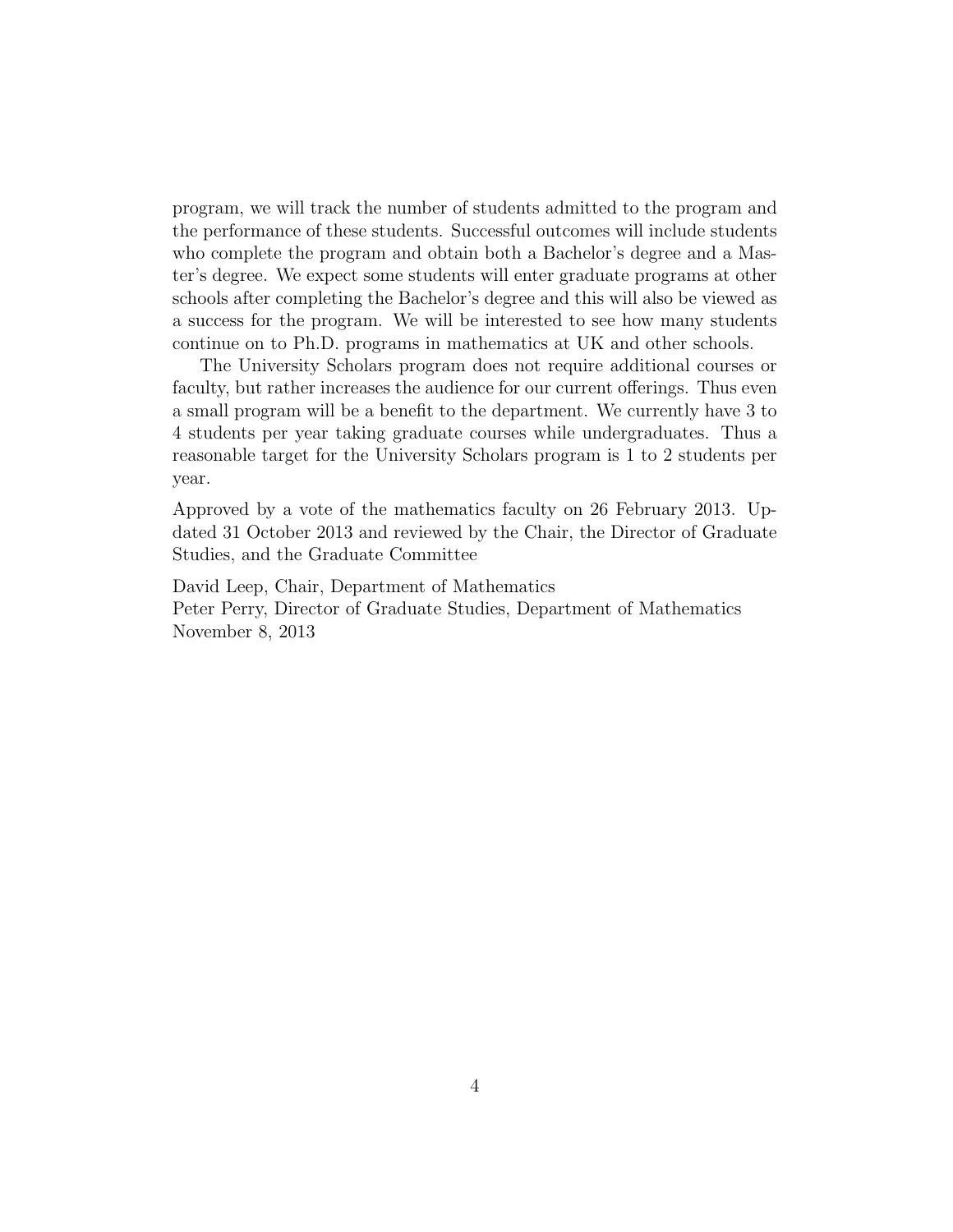program, we will track the number of students admitted to the program and the performance of these students. Successful outcomes will include students who complete the program and obtain both a Bachelor's degree and a Master's degree. We expect some students will enter graduate programs at other schools after completing the Bachelor's degree and this will also be viewed as a success for the program. We will be interested to see how many students continue on to Ph.D. programs in mathematics at UK and other schools.

The University Scholars program does not require additional courses or faculty, but rather increases the audience for our current offerings. Thus even a small program will be a benefit to the department. We currently have 3 to 4 students per year taking graduate courses while undergraduates. Thus a reasonable target for the University Scholars program is 1 to 2 students per year.

Approved by a vote of the mathematics faculty on 26 February 2013. Updated 31 October 2013 and reviewed by the Chair, the Director of Graduate Studies, and the Graduate Committee

David Leep, Chair, Department of Mathematics  
Peter Perry, Director of Graduate Studies, Department of Mathematics  
November 8, 2013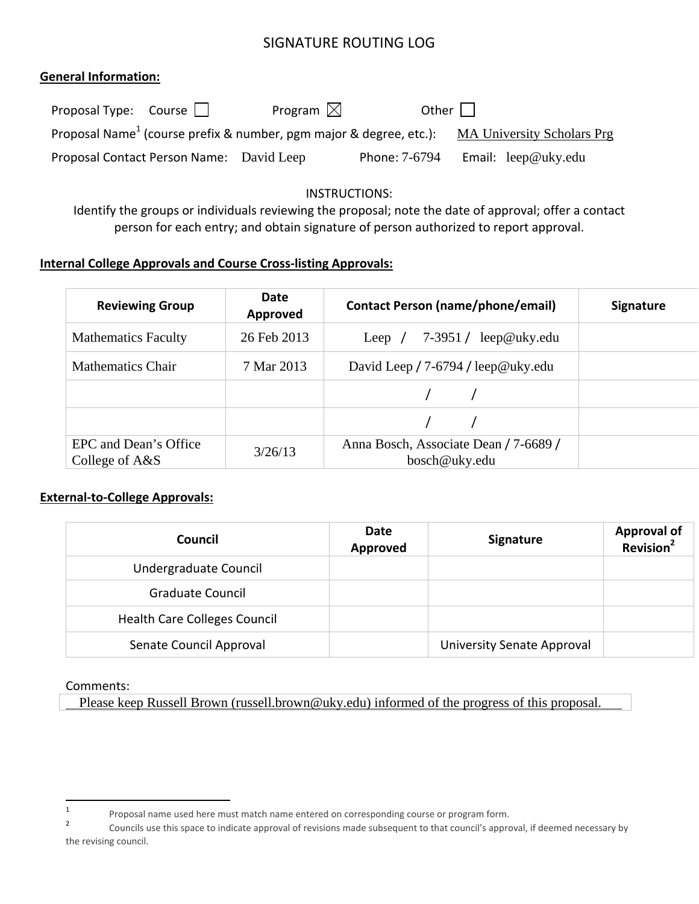# SIGNATURE ROUTING LOG

**General Information:**

Proposal Type: Course ☐ Program ☒ Other ☐

Proposal Name[1] (course prefix & number, pgm major & degree, etc.): MA University Scholars Prg

Proposal Contact Person Name: David Leep Phone: 7-6794 Email: leep@uky.edu

INSTRUCTIONS:
Identify the groups or individuals reviewing the proposal; note the date of approval; offer a contact person for each entry; and obtain signature of person authorized to report approval.

**Internal College Approvals and Course Cross-listing Approvals:**

| Reviewing Group | Date Approved | Contact Person (name/phone/email) | Signature |
|---|---|---|---|
| Mathematics Faculty | 26 Feb 2013 | Leep / 7-3951 / leep@uky.edu | |
| Mathematics Chair | 7 Mar 2013 | David Leep / 7-6794 / leep@uky.edu | |
| | | / / | |
| | | / / | |
| EPC and Dean's Office College of A&S | 3/26/13 | Anna Bosch, Associate Dean / 7-6689 / bosch@uky.edu | |

**External-to-College Approvals:**

| Council | Date Approved | Signature | Approval of Revision[2] |
|---|---|---|---|
| Undergraduate Council | | | |
| Graduate Council | | | |
| Health Care Colleges Council | | | |
| Senate Council Approval | | University Senate Approval | |

Comments:

Please keep Russell Brown (russell.brown@uky.edu) informed of the progress of this proposal.

---

[1] Proposal name used here must match name entered on corresponding course or program form.

[2] Councils use this space to indicate approval of revisions made subsequent to that council's approval, if deemed necessary by the revising council.